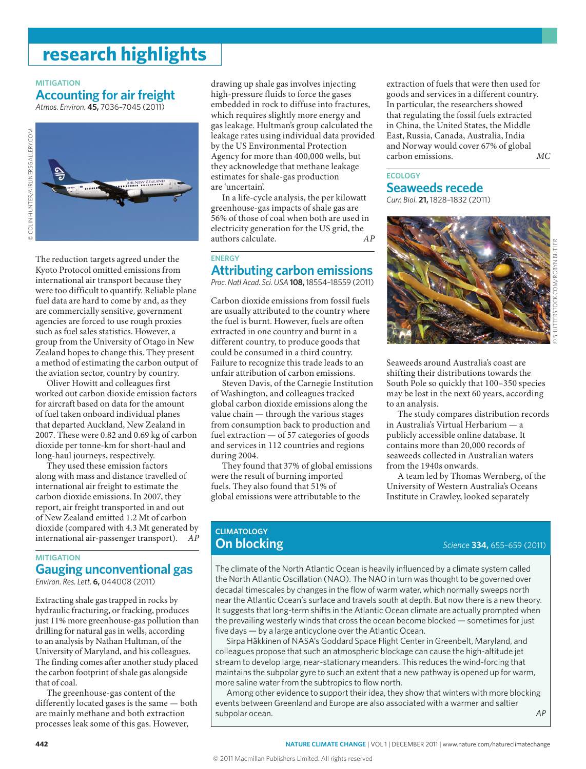# research highlights

MITIGATION

## Accounting for air freight

*Atmos. Environ.* **45,** 7036–7045 (2011)

© COLIN HUNTER/AIRLINERSGALLERY.COM

The reduction targets agreed under the Kyoto Protocol omitted emissions from international air transport because they were too difficult to quantify. Reliable plane fuel data are hard to come by and, as they are commercially sensitive, government agencies are forced to use rough proxies such as fuel sales statistics. However, a group from the University of Otago in New Zealand hopes to change this. They present a method of estimating the carbon output of the aviation sector, country by country.

Oliver Howitt and colleagues first worked out carbon dioxide emission factors for aircraft based on data for the amount of fuel taken onboard individual planes that departed Auckland, New Zealand in 2007. These were 0.82 and 0.69 kg of carbon dioxide per tonne-km for short-haul and long-haul journeys, respectively.

They used these emission factors along with mass and distance travelled of international air freight to estimate the carbon dioxide emissions. In 2007, they report, air freight transported in and out of New Zealand emitted 1.2 Mt of carbon dioxide (compared with 4.3 Mt generated by international air-passenger transport). *AP*

MITIGATION

## Gauging unconventional gas

*Environ. Res. Lett.* **6,** 044008 (2011)

Extracting shale gas trapped in rocks by hydraulic fracturing, or fracking, produces just 11% more greenhouse-gas pollution than drilling for natural gas in wells, according to an analysis by Nathan Hultman, of the University of Maryland, and his colleagues. The finding comes after another study placed the carbon footprint of shale gas alongside that of coal.

The greenhouse-gas content of the differently located gases is the same — both are mainly methane and both extraction processes leak some of this gas. However, drawing up shale gas involves injecting high-pressure fluids to force the gases embedded in rock to diffuse into fractures, which requires slightly more energy and gas leakage. Hultman's group calculated the leakage rates using individual data provided by the US Environmental Protection Agency for more than 400,000 wells, but they acknowledge that methane leakage estimates for shale-gas production are 'uncertain'.

In a life-cycle analysis, the per kilowatt greenhouse-gas impacts of shale gas are 56% of those of coal when both are used in electricity generation for the US grid, the authors calculate. *AP*

ENERGY

## Attributing carbon emissions

*Proc. Natl Acad. Sci. USA* **108,** 18554–18559 (2011)

Carbon dioxide emissions from fossil fuels are usually attributed to the country where the fuel is burnt. However, fuels are often extracted in one country and burnt in a different country, to produce goods that could be consumed in a third country. Failure to recognize this trade leads to an unfair attribution of carbon emissions.

Steven Davis, of the Carnegie Institution of Washington, and colleagues tracked global carbon dioxide emissions along the value chain — through the various stages from consumption back to production and fuel extraction — of 57 categories of goods and services in 112 countries and regions during 2004.

They found that 37% of global emissions were the result of burning imported fuels. They also found that 51% of global emissions were attributable to the extraction of fuels that were then used for goods and services in a different country. In particular, the researchers showed that regulating the fossil fuels extracted in China, the United States, the Middle East, Russia, Canada, Australia, India and Norway would cover 67% of global carbon emissions. *MC*

ECOLOGY

## Seaweeds recede

*Curr. Biol.* **21,** 1828–1832 (2011)

© SHUTTERSTOCK.COM/ROBYN BUTLER

Seaweeds around Australia's coast are shifting their distributions towards the South Pole so quickly that 100–350 species may be lost in the next 60 years, according to an analysis.

The study compares distribution records in Australia's Virtual Herbarium — a publicly accessible online database. It contains more than 20,000 records of seaweeds collected in Australian waters from the 1940s onwards.

A team led by Thomas Wernberg, of the University of Western Australia's Oceans Institute in Crawley, looked separately

CLIMATOLOGY

## On blocking

*Science* **334,** 655–659 (2011)

The climate of the North Atlantic Ocean is heavily influenced by a climate system called the North Atlantic Oscillation (NAO). The NAO in turn was thought to be governed over decadal timescales by changes in the flow of warm water, which normally sweeps north near the Atlantic Ocean's surface and travels south at depth. But now there is a new theory. It suggests that long-term shifts in the Atlantic Ocean climate are actually prompted when the prevailing westerly winds that cross the ocean become blocked — sometimes for just five days — by a large anticyclone over the Atlantic Ocean.

Sirpa Häkkinen of NASA's Goddard Space Flight Center in Greenbelt, Maryland, and colleagues propose that such an atmospheric blockage can cause the high-altitude jet stream to develop large, near-stationary meanders. This reduces the wind-forcing that maintains the subpolar gyre to such an extent that a new pathway is opened up for warm, more saline water from the subtropics to flow north.

Among other evidence to support their idea, they show that winters with more blocking events between Greenland and Europe are also associated with a warmer and saltier subpolar ocean. *AP*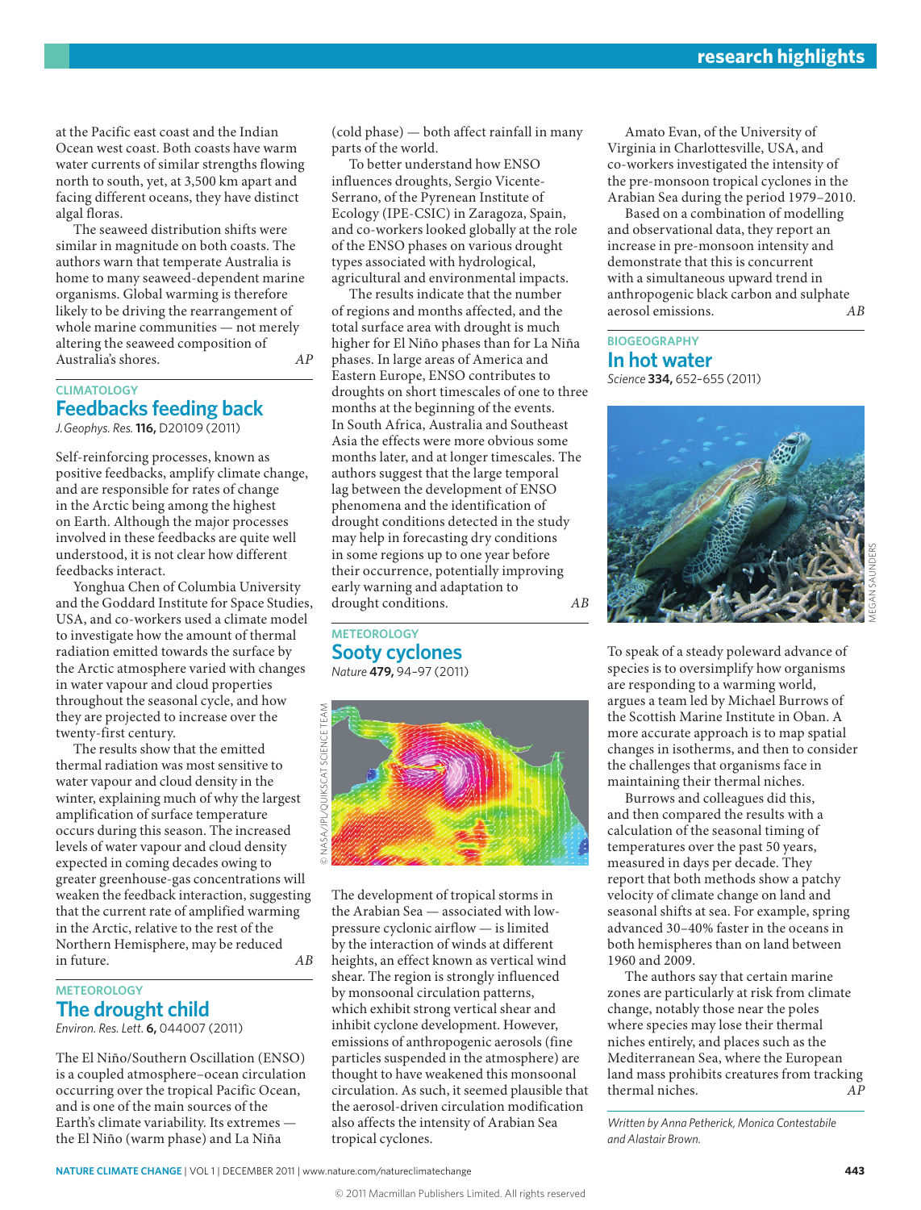at the Pacific east coast and the Indian Ocean west coast. Both coasts have warm water currents of similar strengths flowing north to south, yet, at 3,500 km apart and facing different oceans, they have distinct algal floras.

The seaweed distribution shifts were similar in magnitude on both coasts. The authors warn that temperate Australia is home to many seaweed-dependent marine organisms. Global warming is therefore likely to be driving the rearrangement of whole marine communities — not merely altering the seaweed composition of Australia's shores. *AP*

CLIMATOLOGY

## Feedbacks feeding back

*J. Geophys. Res.* **116,** D20109 (2011)

Self-reinforcing processes, known as positive feedbacks, amplify climate change, and are responsible for rates of change in the Arctic being among the highest on Earth. Although the major processes involved in these feedbacks are quite well understood, it is not clear how different feedbacks interact.

Yonghua Chen of Columbia University and the Goddard Institute for Space Studies, USA, and co-workers used a climate model to investigate how the amount of thermal radiation emitted towards the surface by the Arctic atmosphere varied with changes in water vapour and cloud properties throughout the seasonal cycle, and how they are projected to increase over the twenty-first century.

The results show that the emitted thermal radiation was most sensitive to water vapour and cloud density in the winter, explaining much of why the largest amplification of surface temperature occurs during this season. The increased levels of water vapour and cloud density expected in coming decades owing to greater greenhouse-gas concentrations will weaken the feedback interaction, suggesting that the current rate of amplified warming in the Arctic, relative to the rest of the Northern Hemisphere, may be reduced in future. *AB*

METEOROLOGY

## The drought child

*Environ. Res. Lett.* **6,** 044007 (2011)

The El Niño/Southern Oscillation (ENSO) is a coupled atmosphere–ocean circulation occurring over the tropical Pacific Ocean, and is one of the main sources of the Earth's climate variability. Its extremes — the El Niño (warm phase) and La Niña (cold phase) — both affect rainfall in many parts of the world.

To better understand how ENSO influences droughts, Sergio Vicente-Serrano, of the Pyrenean Institute of Ecology (IPE-CSIC) in Zaragoza, Spain, and co-workers looked globally at the role of the ENSO phases on various drought types associated with hydrological, agricultural and environmental impacts.

The results indicate that the number of regions and months affected, and the total surface area with drought is much higher for El Niño phases than for La Niña phases. In large areas of America and Eastern Europe, ENSO contributes to droughts on short timescales of one to three months at the beginning of the events. In South Africa, Australia and Southeast Asia the effects were more obvious some months later, and at longer timescales. The authors suggest that the large temporal lag between the development of ENSO phenomena and the identification of drought conditions detected in the study may help in forecasting dry conditions in some regions up to one year before their occurrence, potentially improving early warning and adaptation to drought conditions. *AB*

METEOROLOGY

## Sooty cyclones

*Nature* **479,** 94–97 (2011)

© NASA/JPL/QUIKSCAT SCIENCE TEAM

The development of tropical storms in the Arabian Sea — associated with low-pressure cyclonic airflow — is limited by the interaction of winds at different heights, an effect known as vertical wind shear. The region is strongly influenced by monsoonal circulation patterns, which exhibit strong vertical shear and inhibit cyclone development. However, emissions of anthropogenic aerosols (fine particles suspended in the atmosphere) are thought to have weakened this monsoonal circulation. As such, it seemed plausible that the aerosol-driven circulation modification also affects the intensity of Arabian Sea tropical cyclones.

Amato Evan, of the University of Virginia in Charlottesville, USA, and co-workers investigated the intensity of the pre-monsoon tropical cyclones in the Arabian Sea during the period 1979–2010.

Based on a combination of modelling and observational data, they report an increase in pre-monsoon intensity and demonstrate that this is concurrent with a simultaneous upward trend in anthropogenic black carbon and sulphate aerosol emissions. *AB*

BIOGEOGRAPHY

## In hot water

*Science* **334,** 652–655 (2011)

MEGAN SAUNDERS

To speak of a steady poleward advance of species is to oversimplify how organisms are responding to a warming world, argues a team led by Michael Burrows of the Scottish Marine Institute in Oban. A more accurate approach is to map spatial changes in isotherms, and then to consider the challenges that organisms face in maintaining their thermal niches.

Burrows and colleagues did this, and then compared the results with a calculation of the seasonal timing of temperatures over the past 50 years, measured in days per decade. They report that both methods show a patchy velocity of climate change on land and seasonal shifts at sea. For example, spring advanced 30–40% faster in the oceans in both hemispheres than on land between 1960 and 2009.

The authors say that certain marine zones are particularly at risk from climate change, notably those near the poles where species may lose their thermal niches entirely, and places such as the Mediterranean Sea, where the European land mass prohibits creatures from tracking thermal niches. *AP*

*Written by Anna Petherick, Monica Contestabile and Alastair Brown.*